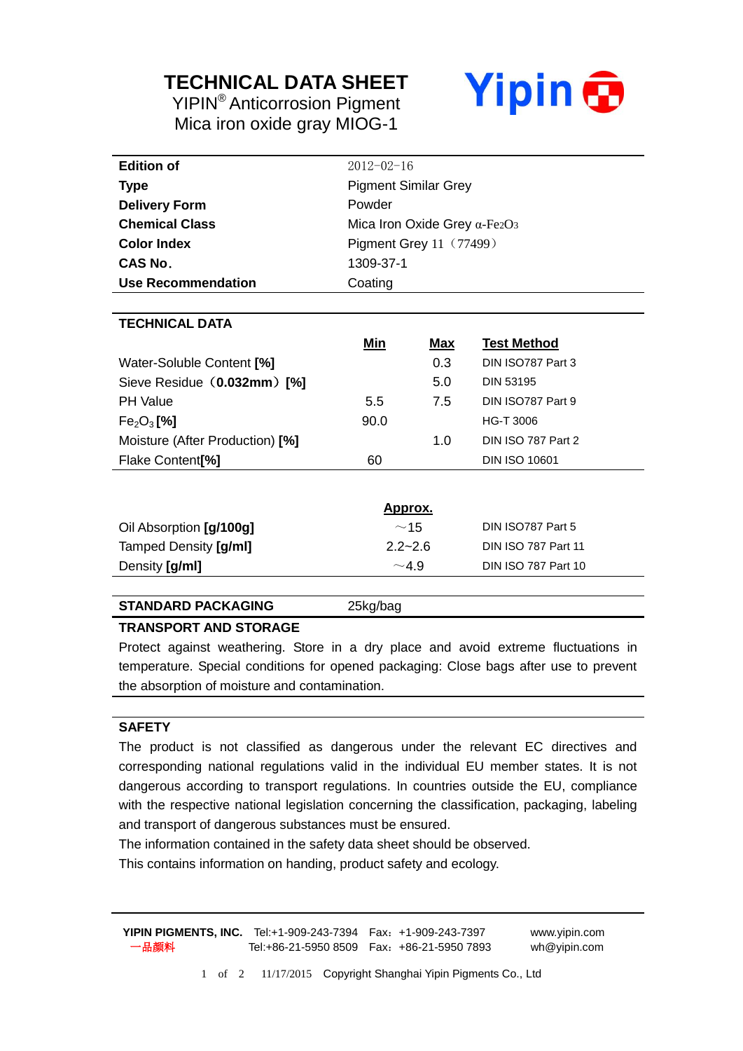# TECHNICAL DATA SHEET

YIPIN® Anticorrosion Pigment

Mica iron oxide gray MIOG-1

Yipin

| | |
|---|---|
| **Edition of** | 2012-02-16 |
| **Type** | Pigment Similar Grey |
| **Delivery Form** | Powder |
| **Chemical Class** | Mica Iron Oxide Grey α-$Fe_2O_3$ |
| **Color Index** | Pigment Grey 11（77499） |
| **CAS No.** | 1309-37-1 |
| **Use Recommendation** | Coating |

## TECHNICAL DATA

| | Min | Max | Test Method |
|---|---|---|---|
| Water-Soluble Content **[%]** | | 0.3 | DIN ISO787 Part 3 |
| Sieve Residue（**0.032mm**）**[%]** | | 5.0 | DIN 53195 |
| PH Value | 5.5 | 7.5 | DIN ISO787 Part 9 |
| $Fe_2O_3$ **[%]** | 90.0 | | HG-T 3006 |
| Moisture (After Production) **[%]** | | 1.0 | DIN ISO 787 Part 2 |
| Flake Content**[%]** | 60 | | DIN ISO 10601 |

| | Approx. | |
|---|---|---|
| Oil Absorption **[g/100g]** | ~15 | DIN ISO787 Part 5 |
| Tamped Density **[g/ml]** | 2.2~2.6 | DIN ISO 787 Part 11 |
| Density **[g/ml]** | ~4.9 | DIN ISO 787 Part 10 |

**STANDARD PACKAGING** 25kg/bag

## TRANSPORT AND STORAGE

Protect against weathering. Store in a dry place and avoid extreme fluctuations in temperature. Special conditions for opened packaging: Close bags after use to prevent the absorption of moisture and contamination.

## SAFETY

The product is not classified as dangerous under the relevant EC directives and corresponding national regulations valid in the individual EU member states. It is not dangerous according to transport regulations. In countries outside the EU, compliance with the respective national legislation concerning the classification, packaging, labeling and transport of dangerous substances must be ensured.

The information contained in the safety data sheet should be observed.

This contains information on handing, product safety and ecology.

**YIPIN PIGMENTS, INC.** Tel:+1-909-243-7394 Fax：+1-909-243-7397 www.yipin.com

一品颜料 Tel:+86-21-5950 8509 Fax：+86-21-5950 7893 wh@yipin.com

11/17/2015 Copyright Shanghai Yipin Pigments Co., Ltd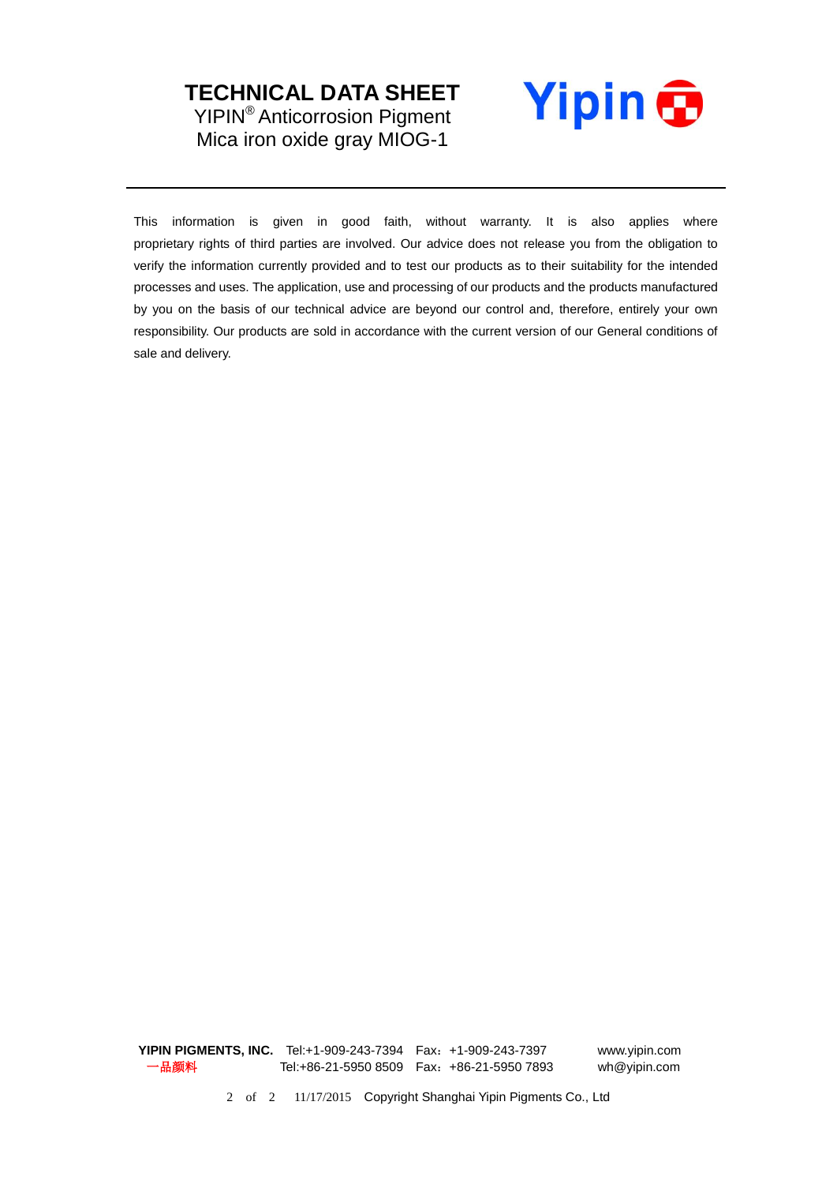**TECHNICAL DATA SHEET**
YIPIN® Anticorrosion Pigment
Mica iron oxide gray MIOG-1

This information is given in good faith, without warranty. It is also applies where proprietary rights of third parties are involved. Our advice does not release you from the obligation to verify the information currently provided and to test our products as to their suitability for the intended processes and uses. The application, use and processing of our products and the products manufactured by you on the basis of our technical advice are beyond our control and, therefore, entirely your own responsibility. Our products are sold in accordance with the current version of our General conditions of sale and delivery.

**YIPIN PIGMENTS, INC.** Tel:+1-909-243-7394 Fax：+1-909-243-7397 www.yipin.com
一品颜料 Tel:+86-21-5950 8509 Fax：+86-21-5950 7893 wh@yipin.com

11/17/2015 Copyright Shanghai Yipin Pigments Co., Ltd